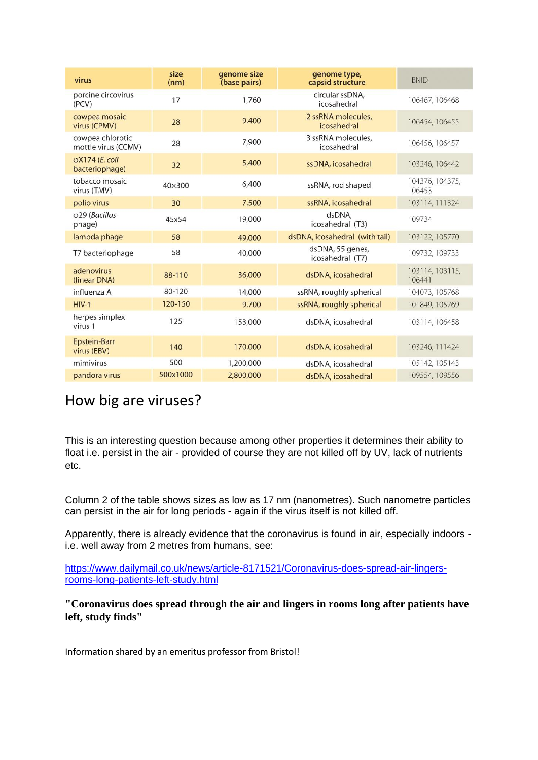| virus | size (nm) | genome size (base pairs) | genome type, capsid structure | BNID |
|---|---|---|---|---|
| porcine circovirus (PCV) | 17 | 1,760 | circular ssDNA, icosahedral | 106467, 106468 |
| cowpea mosaic virus (CPMV) | 28 | 9,400 | 2 ssRNA molecules, icosahedral | 106454, 106455 |
| cowpea chlorotic mottle virus (CCMV) | 28 | 7,900 | 3 ssRNA molecules, icosahedral | 106456, 106457 |
| φX174 (*E. coli* bacteriophage) | 32 | 5,400 | ssDNA, icosahedral | 103246, 106442 |
| tobacco mosaic virus (TMV) | 40×300 | 6,400 | ssRNA, rod shaped | 104376, 104375, 106453 |
| polio virus | 30 | 7,500 | ssRNA, icosahedral | 103114, 111324 |
| φ29 (*Bacillus* phage) | 45x54 | 19,000 | dsDNA, icosahedral (T3) | 109734 |
| lambda phage | 58 | 49,000 | dsDNA, icosahedral (with tail) | 103122, 105770 |
| T7 bacteriophage | 58 | 40,000 | dsDNA, 55 genes, icosahedral (T7) | 109732, 109733 |
| adenovirus (linear DNA) | 88-110 | 36,000 | dsDNA, icosahedral | 103114, 103115, 106441 |
| influenza A | 80-120 | 14,000 | ssRNA, roughly spherical | 104073, 105768 |
| HIV-1 | 120-150 | 9,700 | ssRNA, roughly spherical | 101849, 105769 |
| herpes simplex virus 1 | 125 | 153,000 | dsDNA, icosahedral | 103114, 106458 |
| Epstein-Barr virus (EBV) | 140 | 170,000 | dsDNA, icosahedral | 103246, 111424 |
| mimivirus | 500 | 1,200,000 | dsDNA, icosahedral | 105142, 105143 |
| pandora virus | 500x1000 | 2,800,000 | dsDNA, icosahedral | 109554, 109556 |

# How big are viruses?

This is an interesting question because among other properties it determines their ability to float i.e. persist in the air - provided of course they are not killed off by UV, lack of nutrients etc.

Column 2 of the table shows sizes as low as 17 nm (nanometres). Such nanometre particles can persist in the air for long periods - again if the virus itself is not killed off.

Apparently, there is already evidence that the coronavirus is found in air, especially indoors - i.e. well away from 2 metres from humans, see:

[https://www.dailymail.co.uk/news/article-8171521/Coronavirus-does-spread-air-lingers-rooms-long-patients-left-study.html](https://www.dailymail.co.uk/news/article-8171521/Coronavirus-does-spread-air-lingers-rooms-long-patients-left-study.html)

**"Coronavirus does spread through the air and lingers in rooms long after patients have left, study finds"**

Information shared by an emeritus professor from Bristol!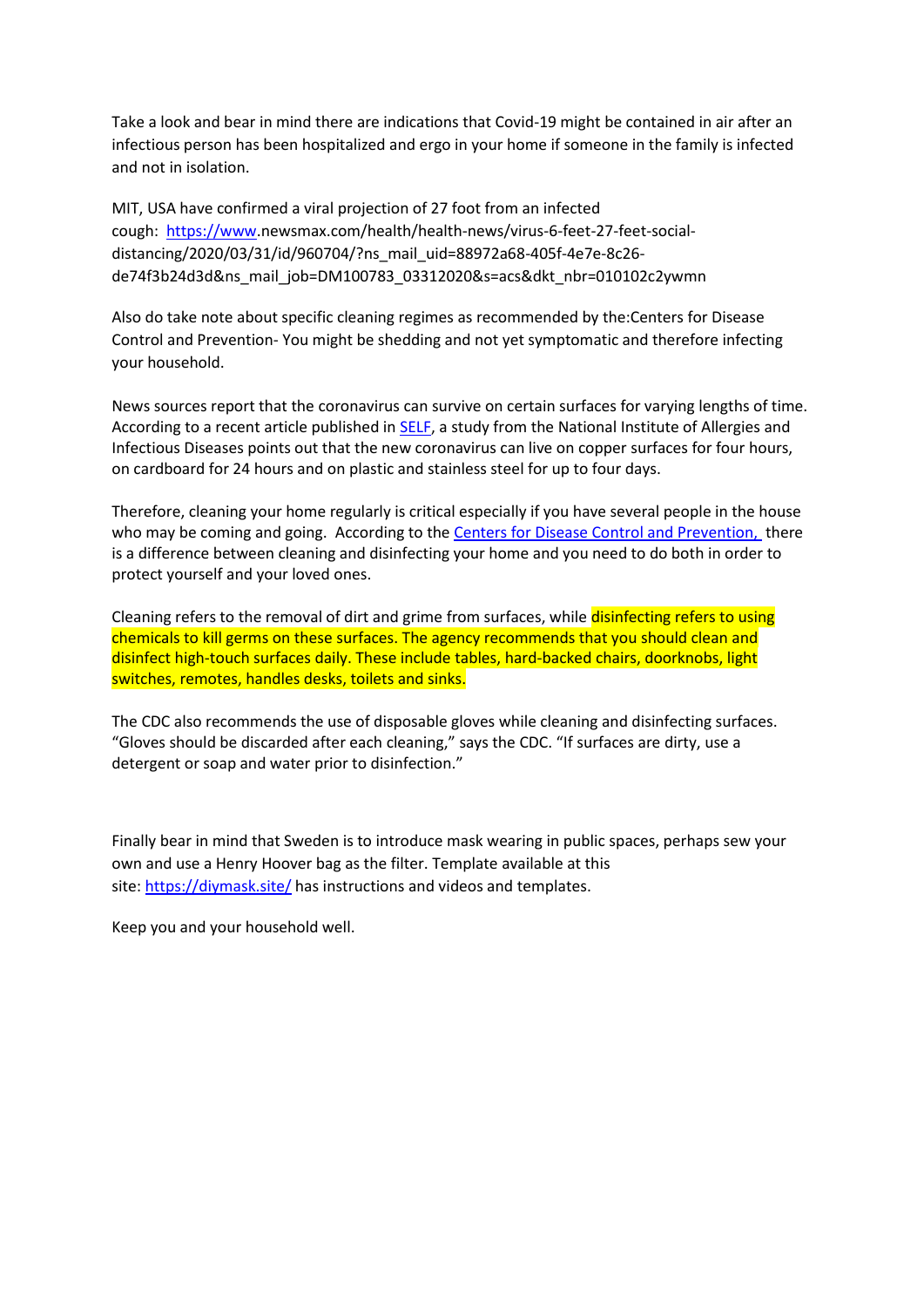Take a look and bear in mind there are indications that Covid-19 might be contained in air after an infectious person has been hospitalized and ergo in your home if someone in the family is infected and not in isolation.

MIT, USA have confirmed a viral projection of 27 foot from an infected cough: [https://www](https://www).newsmax.com/health/health-news/virus-6-feet-27-feet-social-distancing/2020/03/31/id/960704/?ns_mail_uid=88972a68-405f-4e7e-8c26-de74f3b24d3d&ns_mail_job=DM100783_03312020&s=acs&dkt_nbr=010102c2ywmn

Also do take note about specific cleaning regimes as recommended by the:Centers for Disease Control and Prevention- You might be shedding and not yet symptomatic and therefore infecting your household.

News sources report that the coronavirus can survive on certain surfaces for varying lengths of time. According to a recent article published in SELF, a study from the National Institute of Allergies and Infectious Diseases points out that the new coronavirus can live on copper surfaces for four hours, on cardboard for 24 hours and on plastic and stainless steel for up to four days.

Therefore, cleaning your home regularly is critical especially if you have several people in the house who may be coming and going. According to the Centers for Disease Control and Prevention, there is a difference between cleaning and disinfecting your home and you need to do both in order to protect yourself and your loved ones.

Cleaning refers to the removal of dirt and grime from surfaces, while disinfecting refers to using chemicals to kill germs on these surfaces. The agency recommends that you should clean and disinfect high-touch surfaces daily. These include tables, hard-backed chairs, doorknobs, light switches, remotes, handles desks, toilets and sinks.

The CDC also recommends the use of disposable gloves while cleaning and disinfecting surfaces. "Gloves should be discarded after each cleaning," says the CDC. "If surfaces are dirty, use a detergent or soap and water prior to disinfection."

Finally bear in mind that Sweden is to introduce mask wearing in public spaces, perhaps sew your own and use a Henry Hoover bag as the filter. Template available at this site: https://diymask.site/ has instructions and videos and templates.

Keep you and your household well.